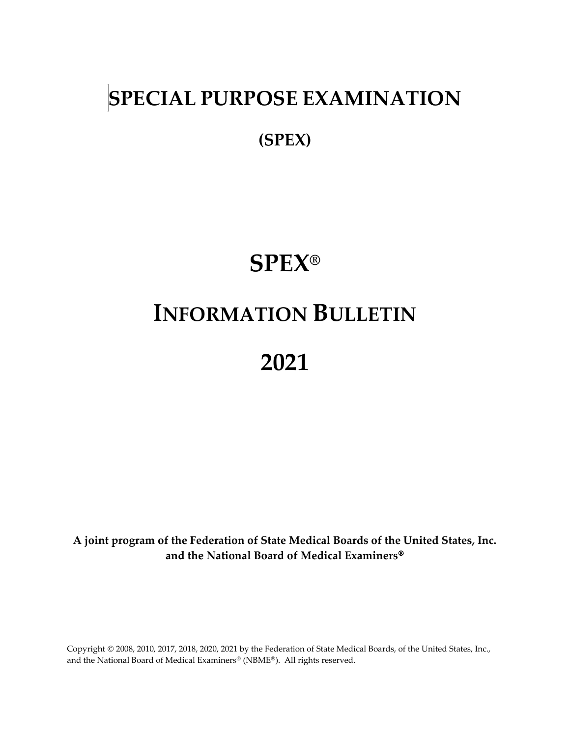# SPECIAL PURPOSE EXAMINATION

## (SPEX)

# SPEX®

# INFORMATION BULLETIN

# 2021

**A joint program of the Federation of State Medical Boards of the United States, Inc. and the National Board of Medical Examiners®**

Copyright © 2008, 2010, 2017, 2018, 2020, 2021 by the Federation of State Medical Boards, of the United States, Inc., and the National Board of Medical Examiners® (NBME®). All rights reserved.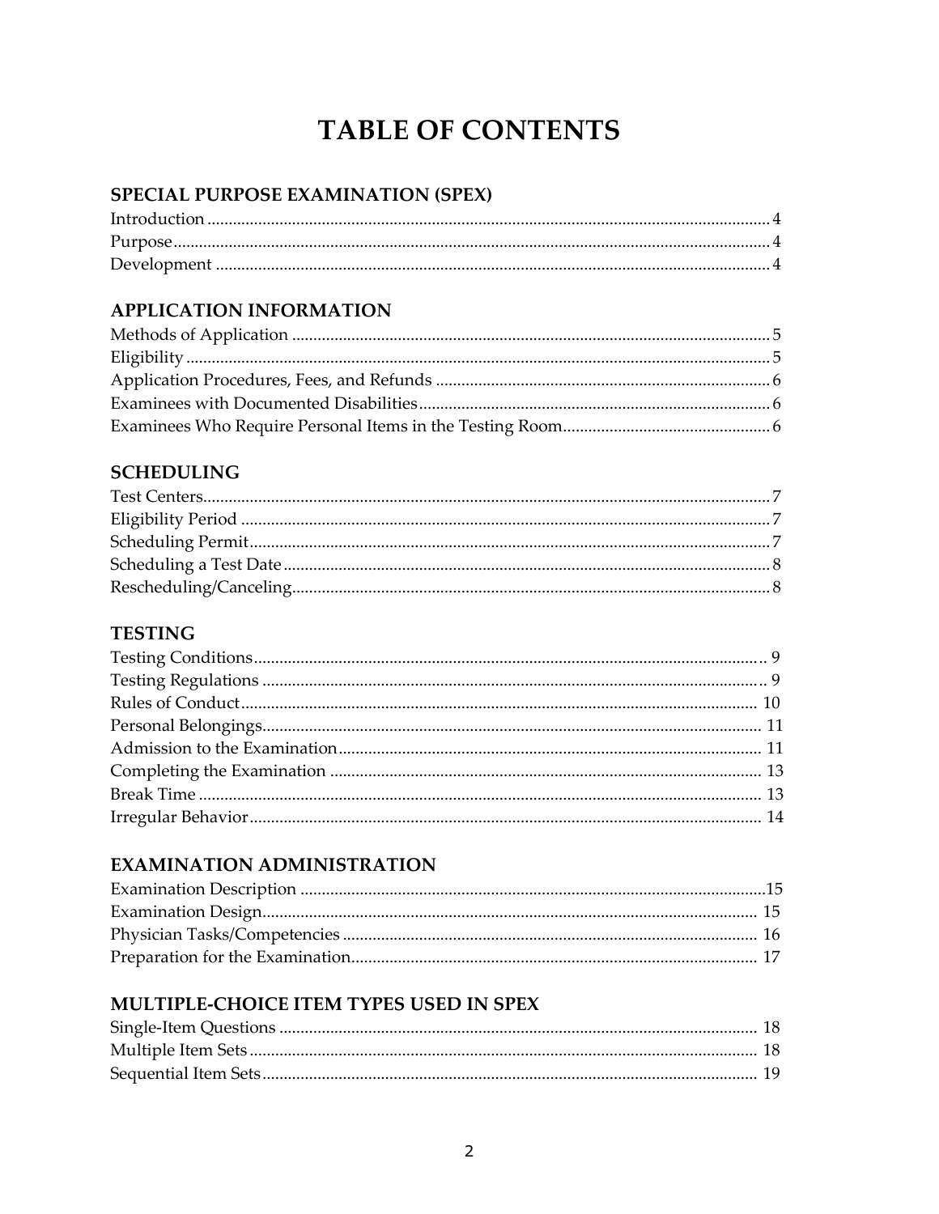# TABLE OF CONTENTS

## SPECIAL PURPOSE EXAMINATION (SPEX)

Introduction .......... 4
Purpose .......... 4
Development .......... 4

## APPLICATION INFORMATION

Methods of Application .......... 5
Eligibility .......... 5
Application Procedures, Fees, and Refunds .......... 6
Examinees with Documented Disabilities .......... 6
Examinees Who Require Personal Items in the Testing Room .......... 6

## SCHEDULING

Test Centers .......... 7
Eligibility Period .......... 7
Scheduling Permit .......... 7
Scheduling a Test Date .......... 8
Rescheduling/Canceling .......... 8

## TESTING

Testing Conditions .......... 9
Testing Regulations .......... 9
Rules of Conduct .......... 10
Personal Belongings .......... 11
Admission to the Examination .......... 11
Completing the Examination .......... 13
Break Time .......... 13
Irregular Behavior .......... 14

## EXAMINATION ADMINISTRATION

Examination Description .......... 15
Examination Design .......... 15
Physician Tasks/Competencies .......... 16
Preparation for the Examination .......... 17

## MULTIPLE-CHOICE ITEM TYPES USED IN SPEX

Single-Item Questions .......... 18
Multiple Item Sets .......... 18
Sequential Item Sets .......... 19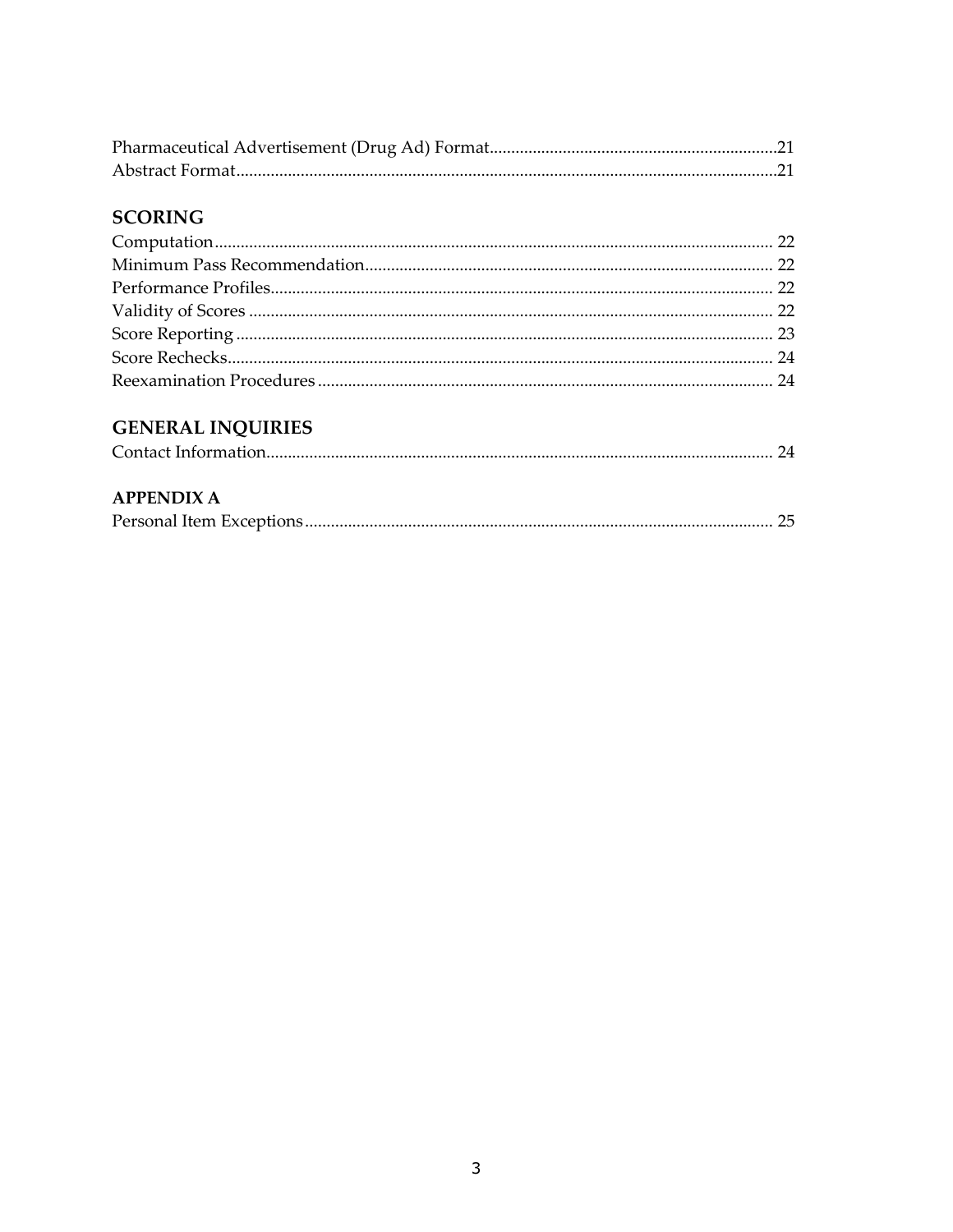Pharmaceutical Advertisement (Drug Ad) Format....................21
Abstract Format....................21

## SCORING

Computation.................... 22
Minimum Pass Recommendation.................... 22
Performance Profiles.................... 22
Validity of Scores.................... 22
Score Reporting.................... 23
Score Rechecks.................... 24
Reexamination Procedures.................... 24

## GENERAL INQUIRIES

Contact Information.................... 24

## APPENDIX A

Personal Item Exceptions.................... 25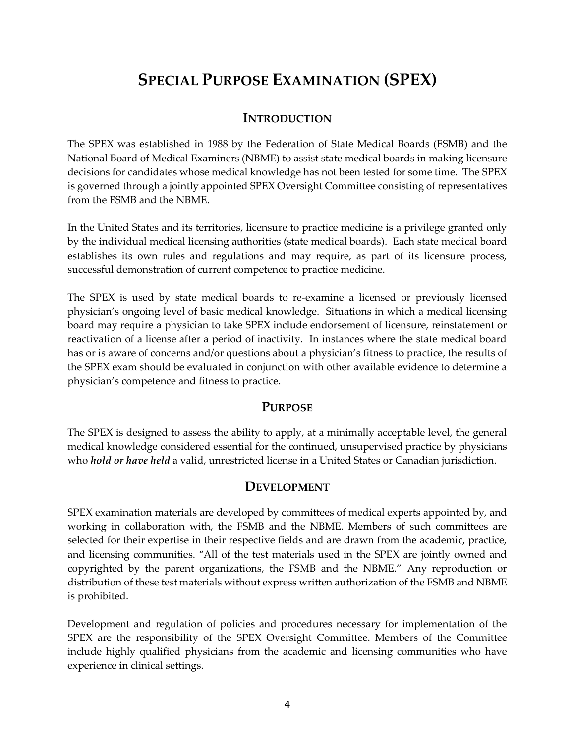# SPECIAL PURPOSE EXAMINATION (SPEX)

## INTRODUCTION

The SPEX was established in 1988 by the Federation of State Medical Boards (FSMB) and the National Board of Medical Examiners (NBME) to assist state medical boards in making licensure decisions for candidates whose medical knowledge has not been tested for some time. The SPEX is governed through a jointly appointed SPEX Oversight Committee consisting of representatives from the FSMB and the NBME.

In the United States and its territories, licensure to practice medicine is a privilege granted only by the individual medical licensing authorities (state medical boards). Each state medical board establishes its own rules and regulations and may require, as part of its licensure process, successful demonstration of current competence to practice medicine.

The SPEX is used by state medical boards to re-examine a licensed or previously licensed physician's ongoing level of basic medical knowledge. Situations in which a medical licensing board may require a physician to take SPEX include endorsement of licensure, reinstatement or reactivation of a license after a period of inactivity. In instances where the state medical board has or is aware of concerns and/or questions about a physician's fitness to practice, the results of the SPEX exam should be evaluated in conjunction with other available evidence to determine a physician's competence and fitness to practice.

## PURPOSE

The SPEX is designed to assess the ability to apply, at a minimally acceptable level, the general medical knowledge considered essential for the continued, unsupervised practice by physicians who ***hold or have held*** a valid, unrestricted license in a United States or Canadian jurisdiction.

## DEVELOPMENT

SPEX examination materials are developed by committees of medical experts appointed by, and working in collaboration with, the FSMB and the NBME. Members of such committees are selected for their expertise in their respective fields and are drawn from the academic, practice, and licensing communities. "All of the test materials used in the SPEX are jointly owned and copyrighted by the parent organizations, the FSMB and the NBME." Any reproduction or distribution of these test materials without express written authorization of the FSMB and NBME is prohibited.

Development and regulation of policies and procedures necessary for implementation of the SPEX are the responsibility of the SPEX Oversight Committee. Members of the Committee include highly qualified physicians from the academic and licensing communities who have experience in clinical settings.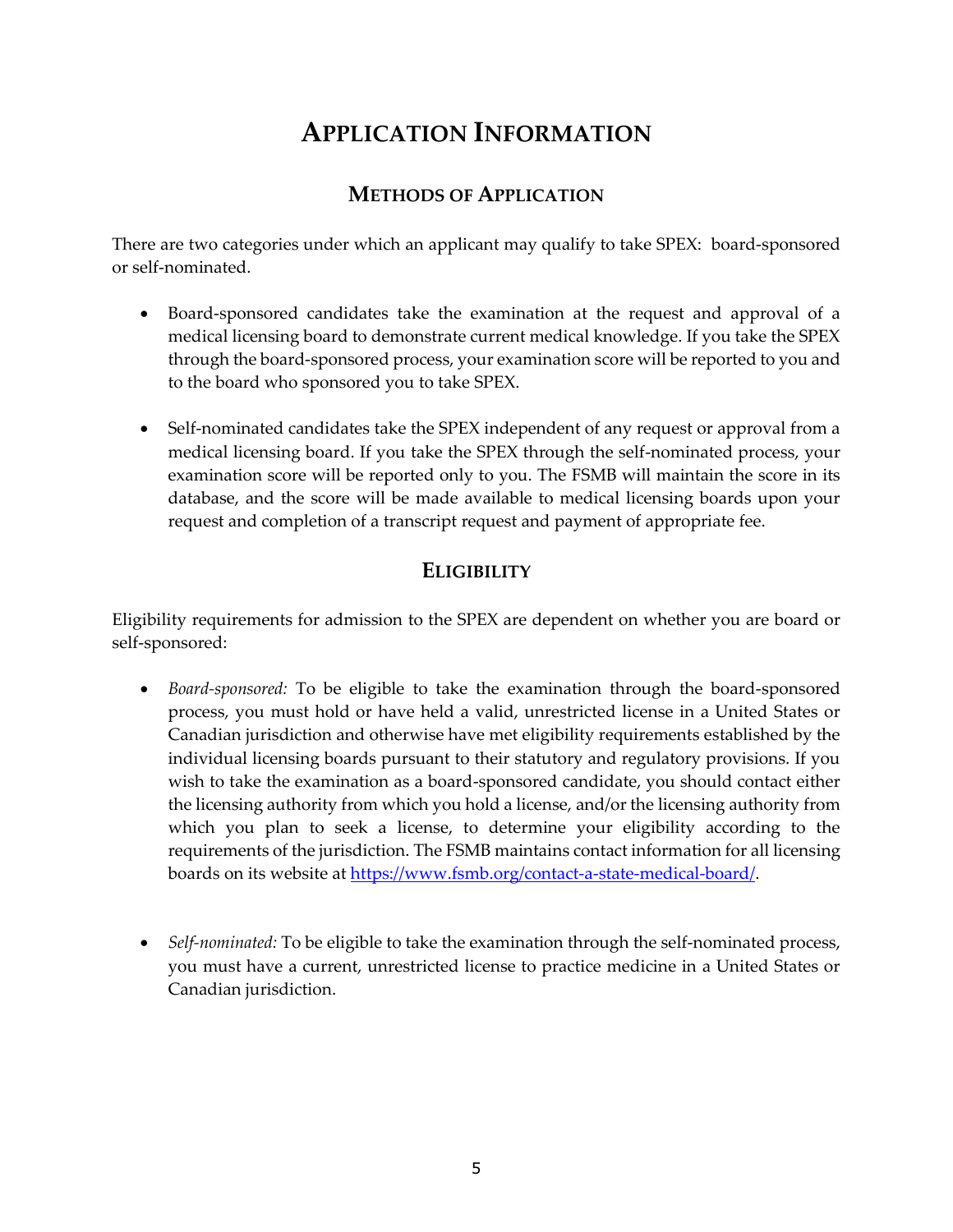# APPLICATION INFORMATION

## METHODS OF APPLICATION

There are two categories under which an applicant may qualify to take SPEX: board-sponsored or self-nominated.

- Board-sponsored candidates take the examination at the request and approval of a medical licensing board to demonstrate current medical knowledge. If you take the SPEX through the board-sponsored process, your examination score will be reported to you and to the board who sponsored you to take SPEX.

- Self-nominated candidates take the SPEX independent of any request or approval from a medical licensing board. If you take the SPEX through the self-nominated process, your examination score will be reported only to you. The FSMB will maintain the score in its database, and the score will be made available to medical licensing boards upon your request and completion of a transcript request and payment of appropriate fee.

## ELIGIBILITY

Eligibility requirements for admission to the SPEX are dependent on whether you are board or self-sponsored:

- *Board-sponsored:* To be eligible to take the examination through the board-sponsored process, you must hold or have held a valid, unrestricted license in a United States or Canadian jurisdiction and otherwise have met eligibility requirements established by the individual licensing boards pursuant to their statutory and regulatory provisions. If you wish to take the examination as a board-sponsored candidate, you should contact either the licensing authority from which you hold a license, and/or the licensing authority from which you plan to seek a license, to determine your eligibility according to the requirements of the jurisdiction. The FSMB maintains contact information for all licensing boards on its website at [https://www.fsmb.org/contact-a-state-medical-board/](https://www.fsmb.org/contact-a-state-medical-board/).

- *Self-nominated:* To be eligible to take the examination through the self-nominated process, you must have a current, unrestricted license to practice medicine in a United States or Canadian jurisdiction.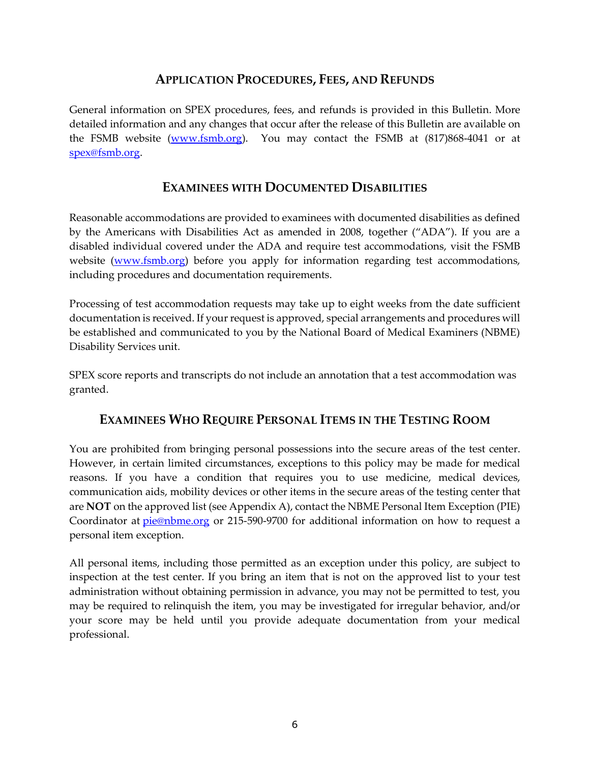## APPLICATION PROCEDURES, FEES, AND REFUNDS

General information on SPEX procedures, fees, and refunds is provided in this Bulletin. More detailed information and any changes that occur after the release of this Bulletin are available on the FSMB website (www.fsmb.org). You may contact the FSMB at (817)868-4041 or at spex@fsmb.org.

## EXAMINEES WITH DOCUMENTED DISABILITIES

Reasonable accommodations are provided to examinees with documented disabilities as defined by the Americans with Disabilities Act as amended in 2008, together ("ADA"). If you are a disabled individual covered under the ADA and require test accommodations, visit the FSMB website (www.fsmb.org) before you apply for information regarding test accommodations, including procedures and documentation requirements.

Processing of test accommodation requests may take up to eight weeks from the date sufficient documentation is received. If your request is approved, special arrangements and procedures will be established and communicated to you by the National Board of Medical Examiners (NBME) Disability Services unit.

SPEX score reports and transcripts do not include an annotation that a test accommodation was granted.

## EXAMINEES WHO REQUIRE PERSONAL ITEMS IN THE TESTING ROOM

You are prohibited from bringing personal possessions into the secure areas of the test center. However, in certain limited circumstances, exceptions to this policy may be made for medical reasons. If you have a condition that requires you to use medicine, medical devices, communication aids, mobility devices or other items in the secure areas of the testing center that are **NOT** on the approved list (see Appendix A), contact the NBME Personal Item Exception (PIE) Coordinator at pie@nbme.org or 215-590-9700 for additional information on how to request a personal item exception.

All personal items, including those permitted as an exception under this policy, are subject to inspection at the test center. If you bring an item that is not on the approved list to your test administration without obtaining permission in advance, you may not be permitted to test, you may be required to relinquish the item, you may be investigated for irregular behavior, and/or your score may be held until you provide adequate documentation from your medical professional.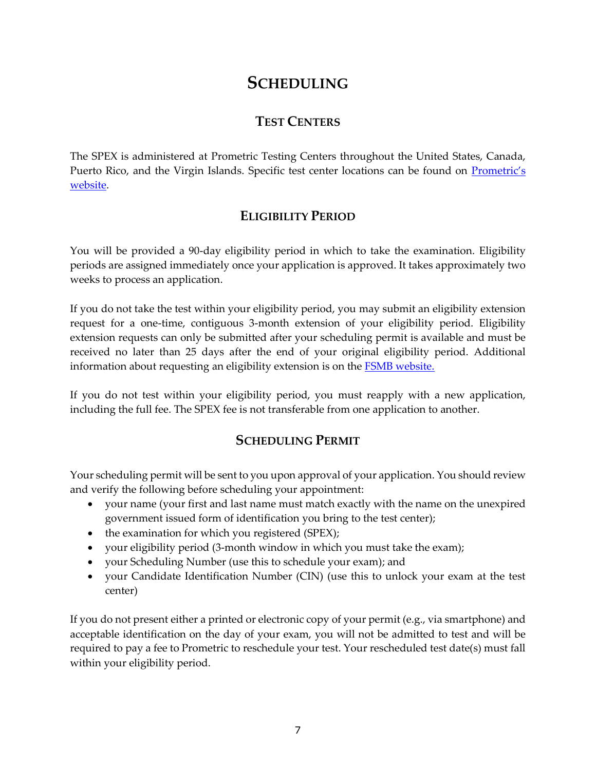# SCHEDULING

## TEST CENTERS

The SPEX is administered at Prometric Testing Centers throughout the United States, Canada, Puerto Rico, and the Virgin Islands. Specific test center locations can be found on Prometric's website.

## ELIGIBILITY PERIOD

You will be provided a 90-day eligibility period in which to take the examination. Eligibility periods are assigned immediately once your application is approved. It takes approximately two weeks to process an application.

If you do not take the test within your eligibility period, you may submit an eligibility extension request for a one-time, contiguous 3-month extension of your eligibility period. Eligibility extension requests can only be submitted after your scheduling permit is available and must be received no later than 25 days after the end of your original eligibility period. Additional information about requesting an eligibility extension is on the FSMB website.

If you do not test within your eligibility period, you must reapply with a new application, including the full fee. The SPEX fee is not transferable from one application to another.

## SCHEDULING PERMIT

Your scheduling permit will be sent to you upon approval of your application. You should review and verify the following before scheduling your appointment:

- your name (your first and last name must match exactly with the name on the unexpired government issued form of identification you bring to the test center);
- the examination for which you registered (SPEX);
- your eligibility period (3-month window in which you must take the exam);
- your Scheduling Number (use this to schedule your exam); and
- your Candidate Identification Number (CIN) (use this to unlock your exam at the test center)

If you do not present either a printed or electronic copy of your permit (e.g., via smartphone) and acceptable identification on the day of your exam, you will not be admitted to test and will be required to pay a fee to Prometric to reschedule your test. Your rescheduled test date(s) must fall within your eligibility period.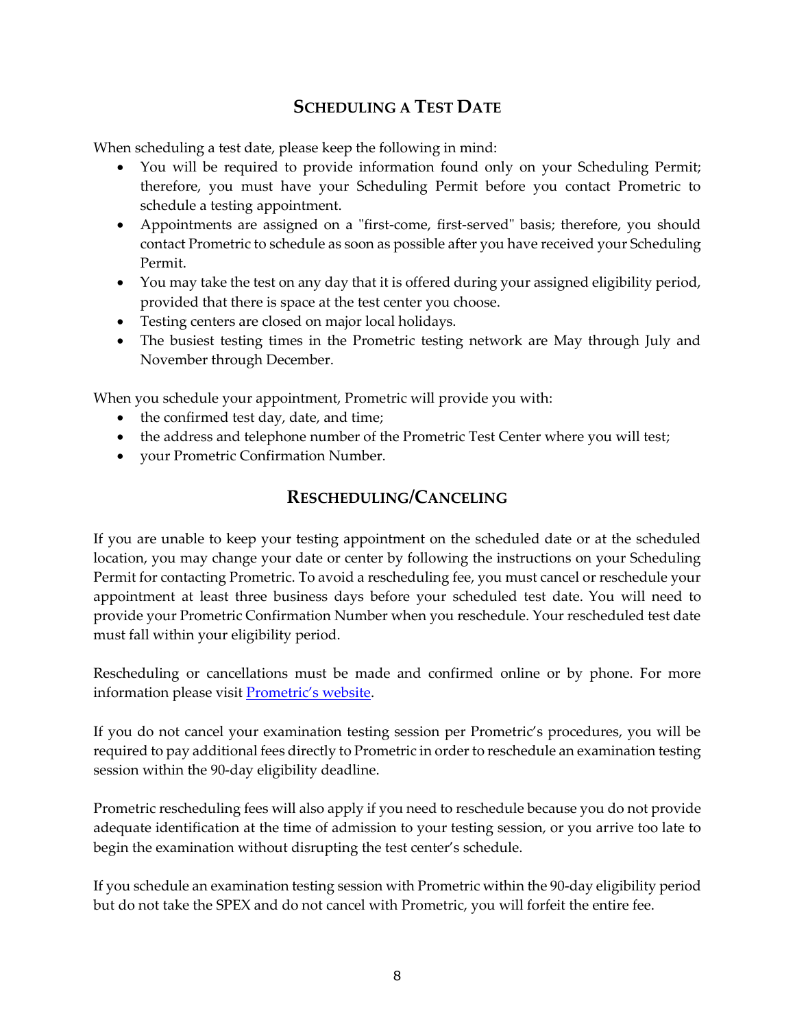## Scheduling a Test Date

When scheduling a test date, please keep the following in mind:

- You will be required to provide information found only on your Scheduling Permit; therefore, you must have your Scheduling Permit before you contact Prometric to schedule a testing appointment.
- Appointments are assigned on a "first-come, first-served" basis; therefore, you should contact Prometric to schedule as soon as possible after you have received your Scheduling Permit.
- You may take the test on any day that it is offered during your assigned eligibility period, provided that there is space at the test center you choose.
- Testing centers are closed on major local holidays.
- The busiest testing times in the Prometric testing network are May through July and November through December.

When you schedule your appointment, Prometric will provide you with:

- the confirmed test day, date, and time;
- the address and telephone number of the Prometric Test Center where you will test;
- your Prometric Confirmation Number.

## Rescheduling/Canceling

If you are unable to keep your testing appointment on the scheduled date or at the scheduled location, you may change your date or center by following the instructions on your Scheduling Permit for contacting Prometric. To avoid a rescheduling fee, you must cancel or reschedule your appointment at least three business days before your scheduled test date. You will need to provide your Prometric Confirmation Number when you reschedule. Your rescheduled test date must fall within your eligibility period.

Rescheduling or cancellations must be made and confirmed online or by phone. For more information please visit Prometric's website.

If you do not cancel your examination testing session per Prometric's procedures, you will be required to pay additional fees directly to Prometric in order to reschedule an examination testing session within the 90-day eligibility deadline.

Prometric rescheduling fees will also apply if you need to reschedule because you do not provide adequate identification at the time of admission to your testing session, or you arrive too late to begin the examination without disrupting the test center's schedule.

If you schedule an examination testing session with Prometric within the 90-day eligibility period but do not take the SPEX and do not cancel with Prometric, you will forfeit the entire fee.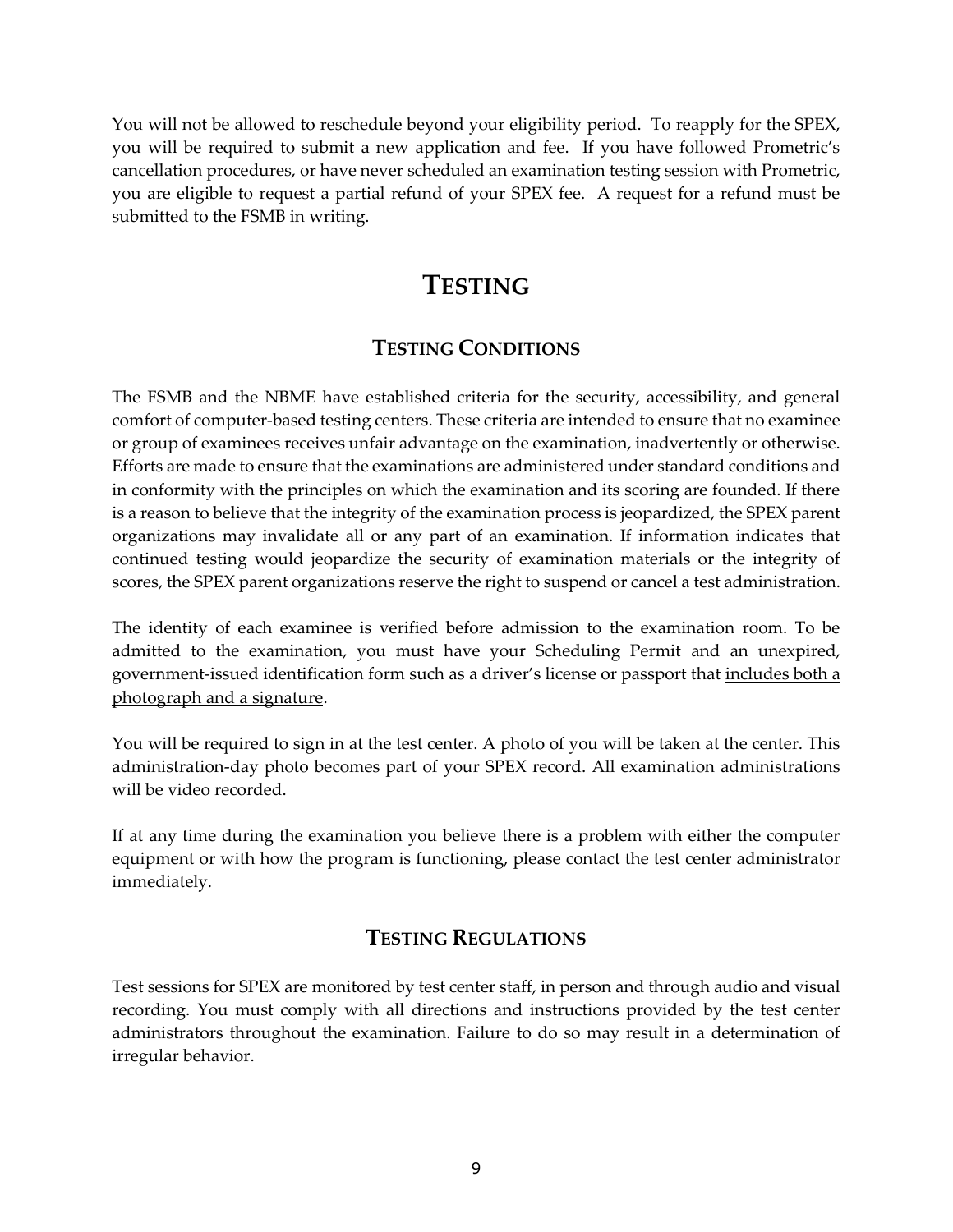You will not be allowed to reschedule beyond your eligibility period. To reapply for the SPEX, you will be required to submit a new application and fee. If you have followed Prometric's cancellation procedures, or have never scheduled an examination testing session with Prometric, you are eligible to request a partial refund of your SPEX fee. A request for a refund must be submitted to the FSMB in writing.

# TESTING

## TESTING CONDITIONS

The FSMB and the NBME have established criteria for the security, accessibility, and general comfort of computer-based testing centers. These criteria are intended to ensure that no examinee or group of examinees receives unfair advantage on the examination, inadvertently or otherwise. Efforts are made to ensure that the examinations are administered under standard conditions and in conformity with the principles on which the examination and its scoring are founded. If there is a reason to believe that the integrity of the examination process is jeopardized, the SPEX parent organizations may invalidate all or any part of an examination. If information indicates that continued testing would jeopardize the security of examination materials or the integrity of scores, the SPEX parent organizations reserve the right to suspend or cancel a test administration.

The identity of each examinee is verified before admission to the examination room. To be admitted to the examination, you must have your Scheduling Permit and an unexpired, government-issued identification form such as a driver's license or passport that <u>includes both a photograph and a signature</u>.

You will be required to sign in at the test center. A photo of you will be taken at the center. This administration-day photo becomes part of your SPEX record. All examination administrations will be video recorded.

If at any time during the examination you believe there is a problem with either the computer equipment or with how the program is functioning, please contact the test center administrator immediately.

## TESTING REGULATIONS

Test sessions for SPEX are monitored by test center staff, in person and through audio and visual recording. You must comply with all directions and instructions provided by the test center administrators throughout the examination. Failure to do so may result in a determination of irregular behavior.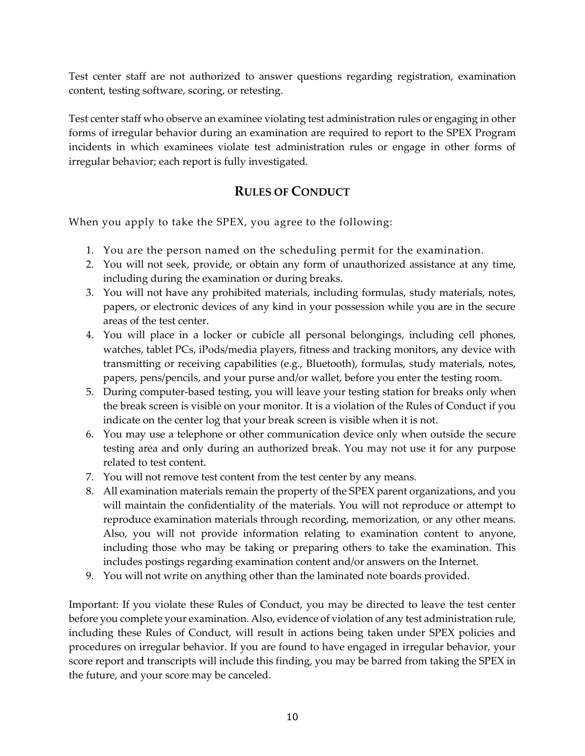Test center staff are not authorized to answer questions regarding registration, examination content, testing software, scoring, or retesting.

Test center staff who observe an examinee violating test administration rules or engaging in other forms of irregular behavior during an examination are required to report to the SPEX Program incidents in which examinees violate test administration rules or engage in other forms of irregular behavior; each report is fully investigated.

## RULES OF CONDUCT

When you apply to take the SPEX, you agree to the following:

1. You are the person named on the scheduling permit for the examination.
2. You will not seek, provide, or obtain any form of unauthorized assistance at any time, including during the examination or during breaks.
3. You will not have any prohibited materials, including formulas, study materials, notes, papers, or electronic devices of any kind in your possession while you are in the secure areas of the test center.
4. You will place in a locker or cubicle all personal belongings, including cell phones, watches, tablet PCs, iPods/media players, fitness and tracking monitors, any device with transmitting or receiving capabilities (e.g., Bluetooth), formulas, study materials, notes, papers, pens/pencils, and your purse and/or wallet, before you enter the testing room.
5. During computer-based testing, you will leave your testing station for breaks only when the break screen is visible on your monitor. It is a violation of the Rules of Conduct if you indicate on the center log that your break screen is visible when it is not.
6. You may use a telephone or other communication device only when outside the secure testing area and only during an authorized break. You may not use it for any purpose related to test content.
7. You will not remove test content from the test center by any means.
8. All examination materials remain the property of the SPEX parent organizations, and you will maintain the confidentiality of the materials. You will not reproduce or attempt to reproduce examination materials through recording, memorization, or any other means. Also, you will not provide information relating to examination content to anyone, including those who may be taking or preparing others to take the examination. This includes postings regarding examination content and/or answers on the Internet.
9. You will not write on anything other than the laminated note boards provided.

Important: If you violate these Rules of Conduct, you may be directed to leave the test center before you complete your examination. Also, evidence of violation of any test administration rule, including these Rules of Conduct, will result in actions being taken under SPEX policies and procedures on irregular behavior. If you are found to have engaged in irregular behavior, your score report and transcripts will include this finding, you may be barred from taking the SPEX in the future, and your score may be canceled.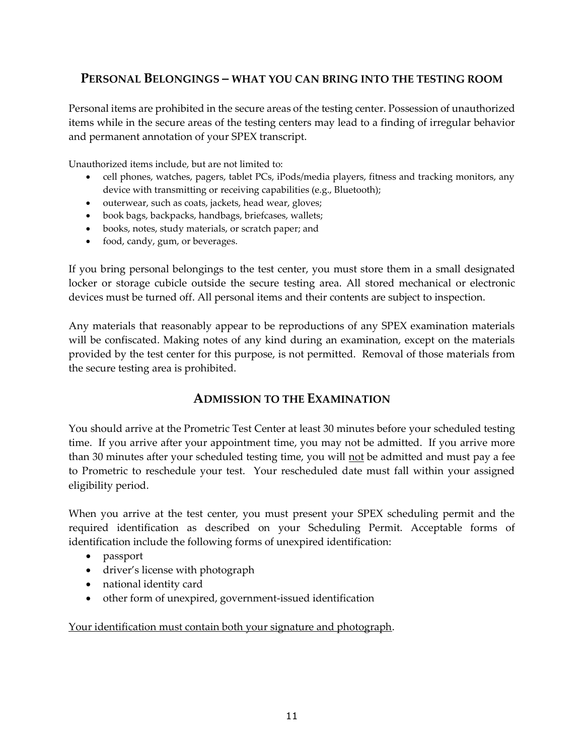## PERSONAL BELONGINGS – WHAT YOU CAN BRING INTO THE TESTING ROOM

Personal items are prohibited in the secure areas of the testing center. Possession of unauthorized items while in the secure areas of the testing centers may lead to a finding of irregular behavior and permanent annotation of your SPEX transcript.

Unauthorized items include, but are not limited to:

- cell phones, watches, pagers, tablet PCs, iPods/media players, fitness and tracking monitors, any device with transmitting or receiving capabilities (e.g., Bluetooth);
- outerwear, such as coats, jackets, head wear, gloves;
- book bags, backpacks, handbags, briefcases, wallets;
- books, notes, study materials, or scratch paper; and
- food, candy, gum, or beverages.

If you bring personal belongings to the test center, you must store them in a small designated locker or storage cubicle outside the secure testing area. All stored mechanical or electronic devices must be turned off. All personal items and their contents are subject to inspection.

Any materials that reasonably appear to be reproductions of any SPEX examination materials will be confiscated. Making notes of any kind during an examination, except on the materials provided by the test center for this purpose, is not permitted. Removal of those materials from the secure testing area is prohibited.

## ADMISSION TO THE EXAMINATION

You should arrive at the Prometric Test Center at least 30 minutes before your scheduled testing time. If you arrive after your appointment time, you may not be admitted. If you arrive more than 30 minutes after your scheduled testing time, you will <u>not</u> be admitted and must pay a fee to Prometric to reschedule your test. Your rescheduled date must fall within your assigned eligibility period.

When you arrive at the test center, you must present your SPEX scheduling permit and the required identification as described on your Scheduling Permit. Acceptable forms of identification include the following forms of unexpired identification:

- passport
- driver's license with photograph
- national identity card
- other form of unexpired, government-issued identification

<u>Your identification must contain both your signature and photograph</u>.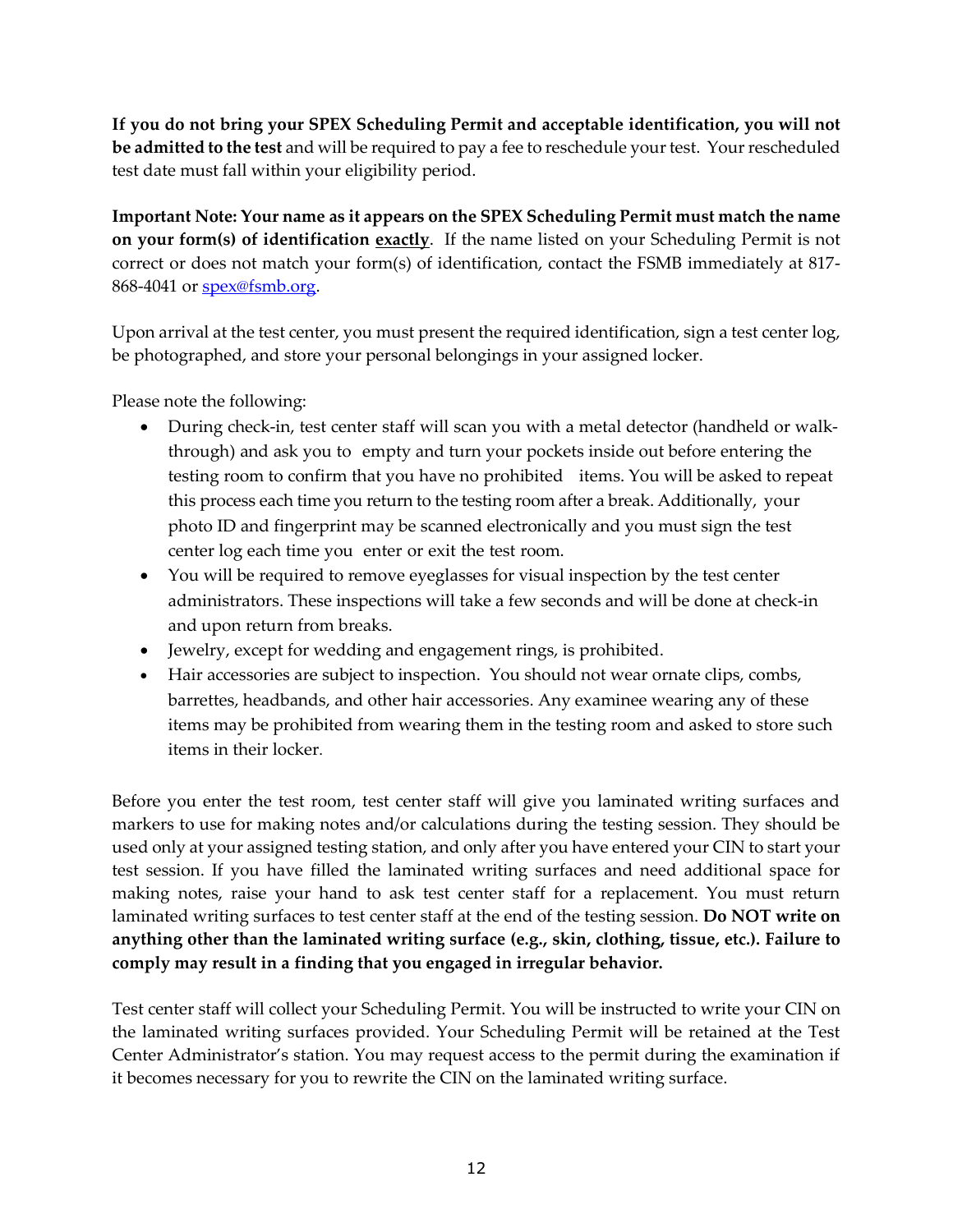**If you do not bring your SPEX Scheduling Permit and acceptable identification, you will not be admitted to the test** and will be required to pay a fee to reschedule your test. Your rescheduled test date must fall within your eligibility period.

**Important Note: Your name as it appears on the SPEX Scheduling Permit must match the name on your form(s) of identification <u>exactly</u>.** If the name listed on your Scheduling Permit is not correct or does not match your form(s) of identification, contact the FSMB immediately at 817-868-4041 or [spex@fsmb.org](mailto:spex@fsmb.org).

Upon arrival at the test center, you must present the required identification, sign a test center log, be photographed, and store your personal belongings in your assigned locker.

Please note the following:

- During check-in, test center staff will scan you with a metal detector (handheld or walk-through) and ask you to empty and turn your pockets inside out before entering the testing room to confirm that you have no prohibited items. You will be asked to repeat this process each time you return to the testing room after a break. Additionally, your photo ID and fingerprint may be scanned electronically and you must sign the test center log each time you enter or exit the test room.
- You will be required to remove eyeglasses for visual inspection by the test center administrators. These inspections will take a few seconds and will be done at check-in and upon return from breaks.
- Jewelry, except for wedding and engagement rings, is prohibited.
- Hair accessories are subject to inspection. You should not wear ornate clips, combs, barrettes, headbands, and other hair accessories. Any examinee wearing any of these items may be prohibited from wearing them in the testing room and asked to store such items in their locker.

Before you enter the test room, test center staff will give you laminated writing surfaces and markers to use for making notes and/or calculations during the testing session. They should be used only at your assigned testing station, and only after you have entered your CIN to start your test session. If you have filled the laminated writing surfaces and need additional space for making notes, raise your hand to ask test center staff for a replacement. You must return laminated writing surfaces to test center staff at the end of the testing session. **Do NOT write on anything other than the laminated writing surface (e.g., skin, clothing, tissue, etc.). Failure to comply may result in a finding that you engaged in irregular behavior.**

Test center staff will collect your Scheduling Permit. You will be instructed to write your CIN on the laminated writing surfaces provided. Your Scheduling Permit will be retained at the Test Center Administrator's station. You may request access to the permit during the examination if it becomes necessary for you to rewrite the CIN on the laminated writing surface.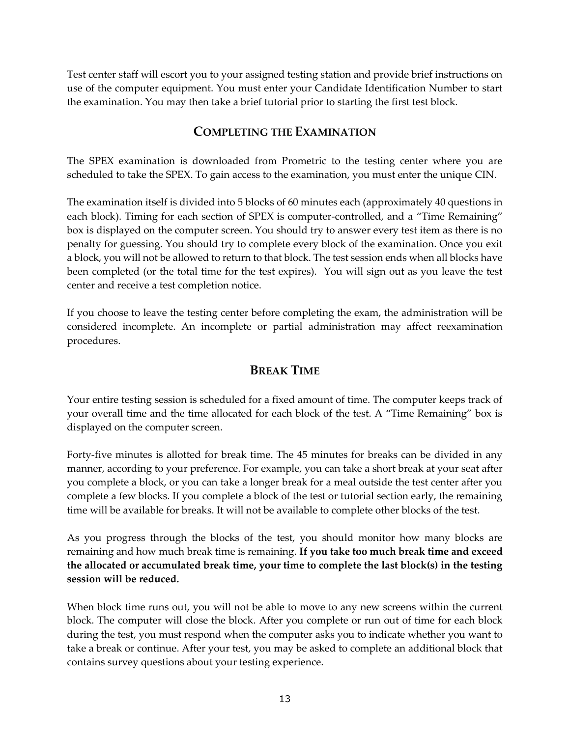Test center staff will escort you to your assigned testing station and provide brief instructions on use of the computer equipment. You must enter your Candidate Identification Number to start the examination. You may then take a brief tutorial prior to starting the first test block.

## COMPLETING THE EXAMINATION

The SPEX examination is downloaded from Prometric to the testing center where you are scheduled to take the SPEX. To gain access to the examination, you must enter the unique CIN.

The examination itself is divided into 5 blocks of 60 minutes each (approximately 40 questions in each block). Timing for each section of SPEX is computer-controlled, and a "Time Remaining" box is displayed on the computer screen. You should try to answer every test item as there is no penalty for guessing. You should try to complete every block of the examination. Once you exit a block, you will not be allowed to return to that block. The test session ends when all blocks have been completed (or the total time for the test expires). You will sign out as you leave the test center and receive a test completion notice.

If you choose to leave the testing center before completing the exam, the administration will be considered incomplete. An incomplete or partial administration may affect reexamination procedures.

## BREAK TIME

Your entire testing session is scheduled for a fixed amount of time. The computer keeps track of your overall time and the time allocated for each block of the test. A "Time Remaining" box is displayed on the computer screen.

Forty-five minutes is allotted for break time. The 45 minutes for breaks can be divided in any manner, according to your preference. For example, you can take a short break at your seat after you complete a block, or you can take a longer break for a meal outside the test center after you complete a few blocks. If you complete a block of the test or tutorial section early, the remaining time will be available for breaks. It will not be available to complete other blocks of the test.

As you progress through the blocks of the test, you should monitor how many blocks are remaining and how much break time is remaining. **If you take too much break time and exceed the allocated or accumulated break time, your time to complete the last block(s) in the testing session will be reduced.**

When block time runs out, you will not be able to move to any new screens within the current block. The computer will close the block. After you complete or run out of time for each block during the test, you must respond when the computer asks you to indicate whether you want to take a break or continue. After your test, you may be asked to complete an additional block that contains survey questions about your testing experience.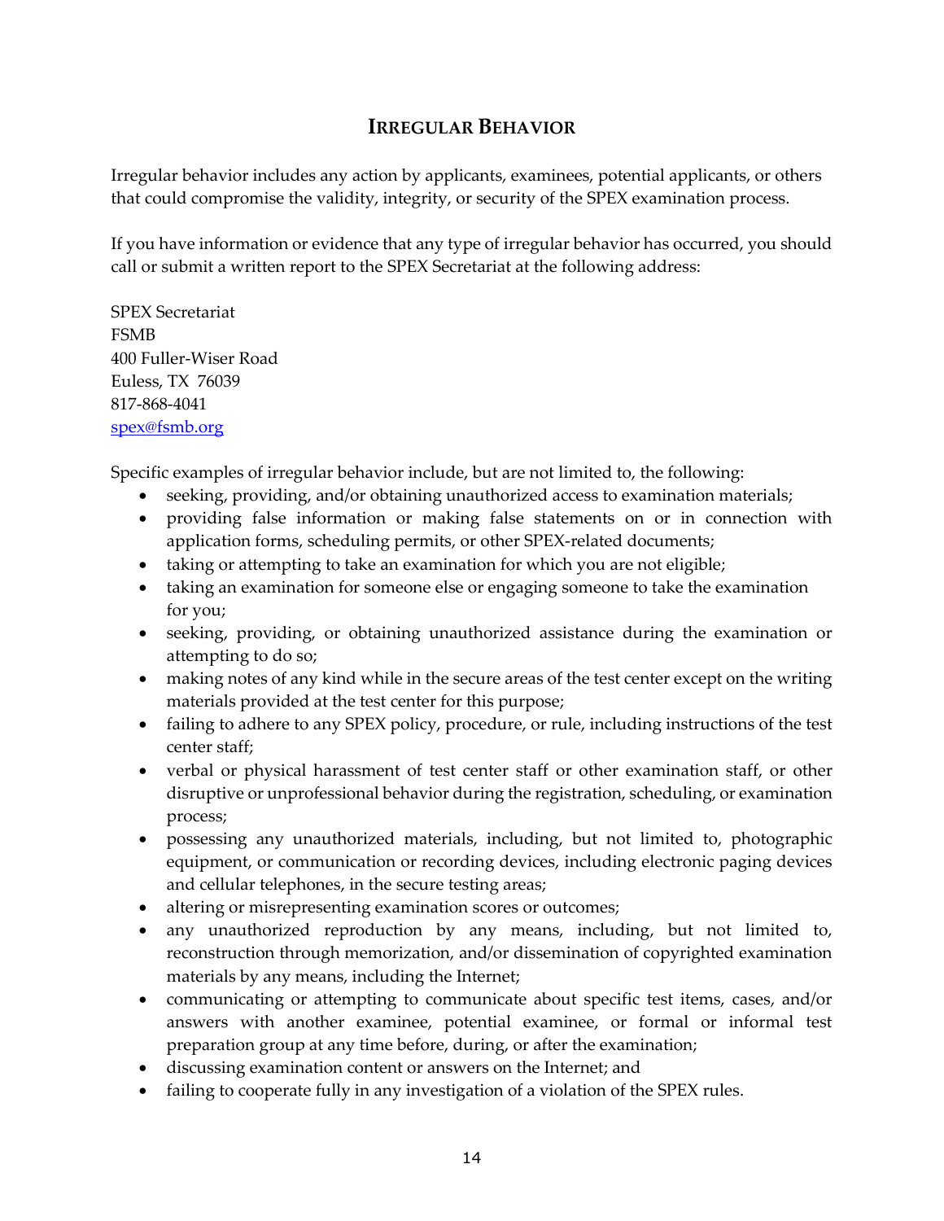## IRREGULAR BEHAVIOR

Irregular behavior includes any action by applicants, examinees, potential applicants, or others that could compromise the validity, integrity, or security of the SPEX examination process.

If you have information or evidence that any type of irregular behavior has occurred, you should call or submit a written report to the SPEX Secretariat at the following address:

SPEX Secretariat
FSMB
400 Fuller-Wiser Road
Euless, TX 76039
817-868-4041
spex@fsmb.org

Specific examples of irregular behavior include, but are not limited to, the following:

- seeking, providing, and/or obtaining unauthorized access to examination materials;
- providing false information or making false statements on or in connection with application forms, scheduling permits, or other SPEX-related documents;
- taking or attempting to take an examination for which you are not eligible;
- taking an examination for someone else or engaging someone to take the examination for you;
- seeking, providing, or obtaining unauthorized assistance during the examination or attempting to do so;
- making notes of any kind while in the secure areas of the test center except on the writing materials provided at the test center for this purpose;
- failing to adhere to any SPEX policy, procedure, or rule, including instructions of the test center staff;
- verbal or physical harassment of test center staff or other examination staff, or other disruptive or unprofessional behavior during the registration, scheduling, or examination process;
- possessing any unauthorized materials, including, but not limited to, photographic equipment, or communication or recording devices, including electronic paging devices and cellular telephones, in the secure testing areas;
- altering or misrepresenting examination scores or outcomes;
- any unauthorized reproduction by any means, including, but not limited to, reconstruction through memorization, and/or dissemination of copyrighted examination materials by any means, including the Internet;
- communicating or attempting to communicate about specific test items, cases, and/or answers with another examinee, potential examinee, or formal or informal test preparation group at any time before, during, or after the examination;
- discussing examination content or answers on the Internet; and
- failing to cooperate fully in any investigation of a violation of the SPEX rules.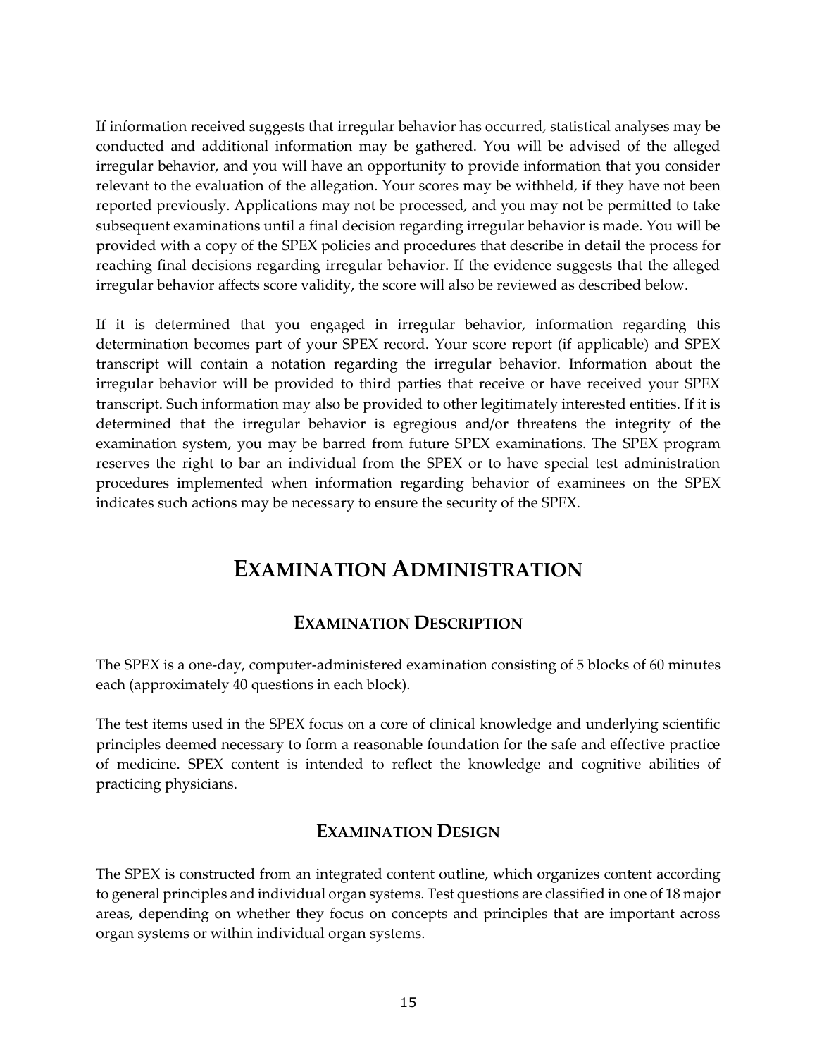If information received suggests that irregular behavior has occurred, statistical analyses may be conducted and additional information may be gathered. You will be advised of the alleged irregular behavior, and you will have an opportunity to provide information that you consider relevant to the evaluation of the allegation. Your scores may be withheld, if they have not been reported previously. Applications may not be processed, and you may not be permitted to take subsequent examinations until a final decision regarding irregular behavior is made. You will be provided with a copy of the SPEX policies and procedures that describe in detail the process for reaching final decisions regarding irregular behavior. If the evidence suggests that the alleged irregular behavior affects score validity, the score will also be reviewed as described below.

If it is determined that you engaged in irregular behavior, information regarding this determination becomes part of your SPEX record. Your score report (if applicable) and SPEX transcript will contain a notation regarding the irregular behavior. Information about the irregular behavior will be provided to third parties that receive or have received your SPEX transcript. Such information may also be provided to other legitimately interested entities. If it is determined that the irregular behavior is egregious and/or threatens the integrity of the examination system, you may be barred from future SPEX examinations. The SPEX program reserves the right to bar an individual from the SPEX or to have special test administration procedures implemented when information regarding behavior of examinees on the SPEX indicates such actions may be necessary to ensure the security of the SPEX.

# Examination Administration

## Examination Description

The SPEX is a one-day, computer-administered examination consisting of 5 blocks of 60 minutes each (approximately 40 questions in each block).

The test items used in the SPEX focus on a core of clinical knowledge and underlying scientific principles deemed necessary to form a reasonable foundation for the safe and effective practice of medicine. SPEX content is intended to reflect the knowledge and cognitive abilities of practicing physicians.

## Examination Design

The SPEX is constructed from an integrated content outline, which organizes content according to general principles and individual organ systems. Test questions are classified in one of 18 major areas, depending on whether they focus on concepts and principles that are important across organ systems or within individual organ systems.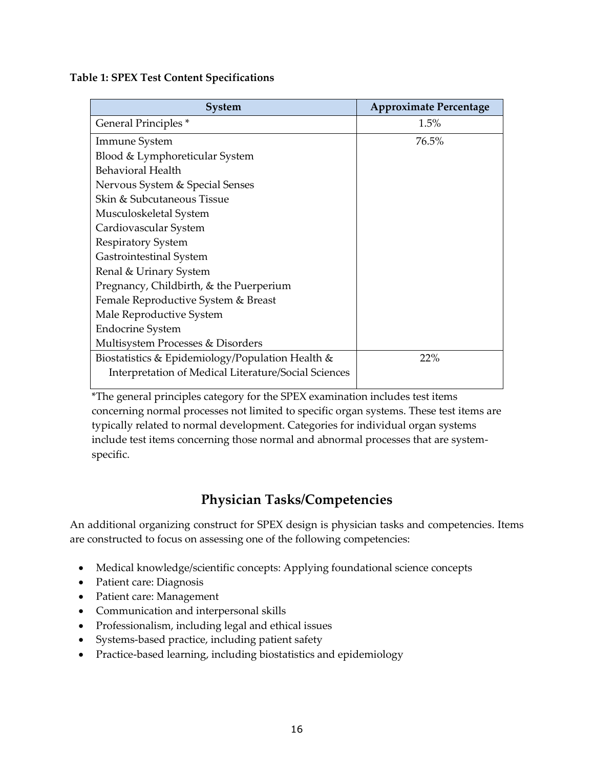**Table 1: SPEX Test Content Specifications**

| System | Approximate Percentage |
| --- | --- |
| General Principles * | 1.5% |
| Immune System<br>Blood & Lymphoreticular System<br>Behavioral Health<br>Nervous System & Special Senses<br>Skin & Subcutaneous Tissue<br>Musculoskeletal System<br>Cardiovascular System<br>Respiratory System<br>Gastrointestinal System<br>Renal & Urinary System<br>Pregnancy, Childbirth, & the Puerperium<br>Female Reproductive System & Breast<br>Male Reproductive System<br>Endocrine System<br>Multisystem Processes & Disorders | 76.5% |
| Biostatistics & Epidemiology/Population Health & Interpretation of Medical Literature/Social Sciences | 22% |

*The general principles category for the SPEX examination includes test items concerning normal processes not limited to specific organ systems. These test items are typically related to normal development. Categories for individual organ systems include test items concerning those normal and abnormal processes that are system-specific.

## Physician Tasks/Competencies

An additional organizing construct for SPEX design is physician tasks and competencies. Items are constructed to focus on assessing one of the following competencies:

- Medical knowledge/scientific concepts: Applying foundational science concepts
- Patient care: Diagnosis
- Patient care: Management
- Communication and interpersonal skills
- Professionalism, including legal and ethical issues
- Systems-based practice, including patient safety
- Practice-based learning, including biostatistics and epidemiology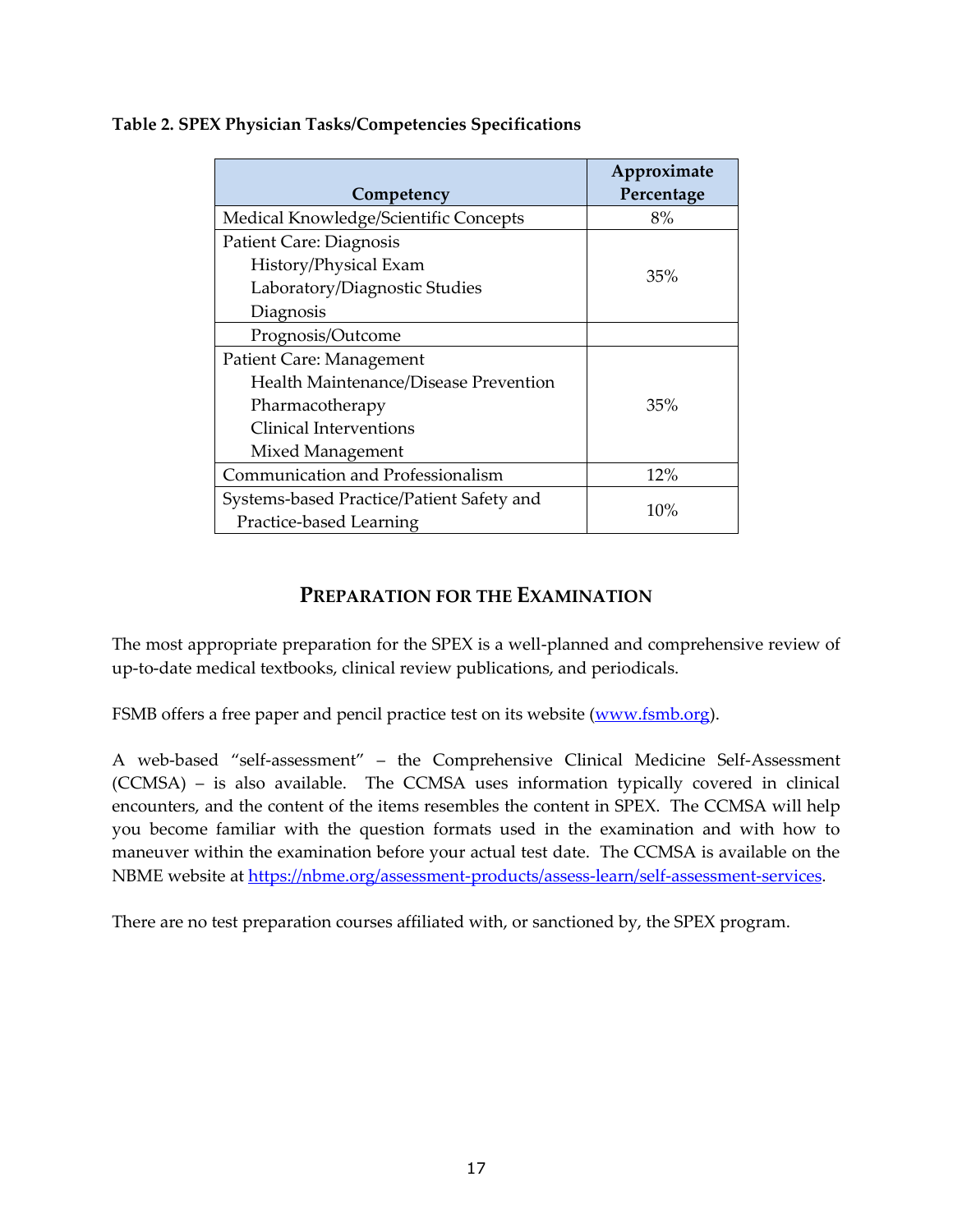**Table 2. SPEX Physician Tasks/Competencies Specifications**

| Competency | Approximate Percentage |
|---|---|
| Medical Knowledge/Scientific Concepts | 8% |
| Patient Care: Diagnosis<br>History/Physical Exam<br>Laboratory/Diagnostic Studies<br>Diagnosis | 35% |
| Prognosis/Outcome | |
| Patient Care: Management<br>Health Maintenance/Disease Prevention<br>Pharmacotherapy<br>Clinical Interventions<br>Mixed Management | 35% |
| Communication and Professionalism | 12% |
| Systems-based Practice/Patient Safety and Practice-based Learning | 10% |

## PREPARATION FOR THE EXAMINATION

The most appropriate preparation for the SPEX is a well-planned and comprehensive review of up-to-date medical textbooks, clinical review publications, and periodicals.

FSMB offers a free paper and pencil practice test on its website (www.fsmb.org).

A web-based "self-assessment" – the Comprehensive Clinical Medicine Self-Assessment (CCMSA) – is also available. The CCMSA uses information typically covered in clinical encounters, and the content of the items resembles the content in SPEX. The CCMSA will help you become familiar with the question formats used in the examination and with how to maneuver within the examination before your actual test date. The CCMSA is available on the NBME website at https://nbme.org/assessment-products/assess-learn/self-assessment-services.

There are no test preparation courses affiliated with, or sanctioned by, the SPEX program.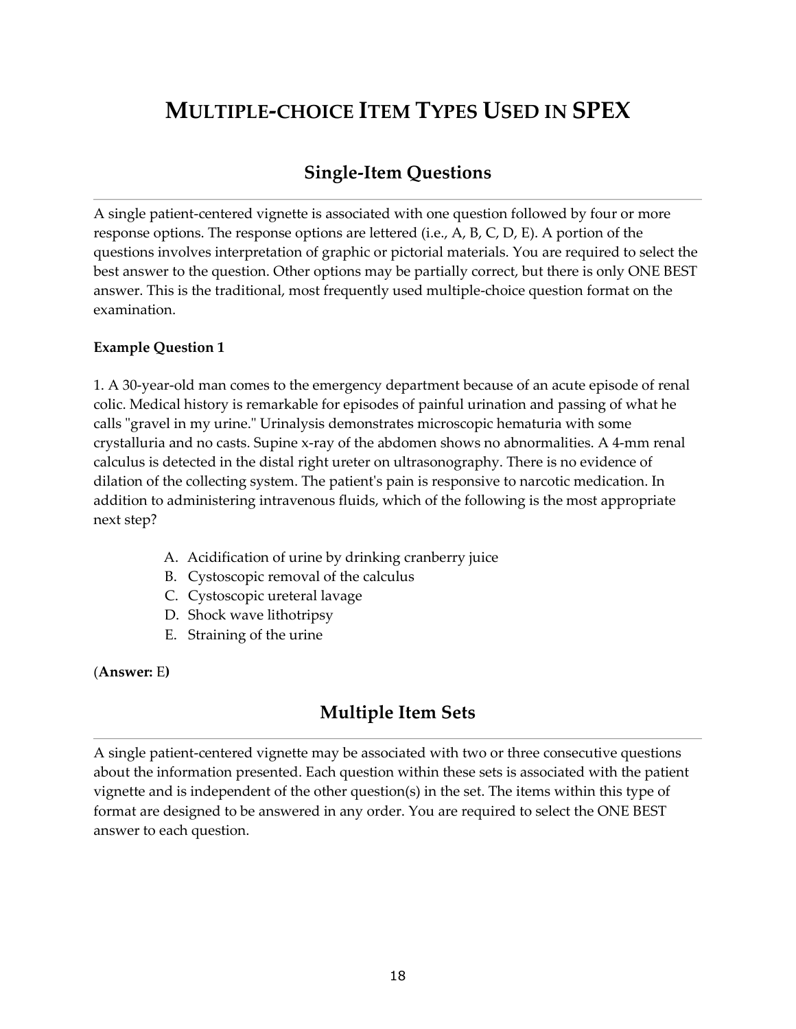# MULTIPLE-CHOICE ITEM TYPES USED IN SPEX

## Single-Item Questions

A single patient-centered vignette is associated with one question followed by four or more response options. The response options are lettered (i.e., A, B, C, D, E). A portion of the questions involves interpretation of graphic or pictorial materials. You are required to select the best answer to the question. Other options may be partially correct, but there is only ONE BEST answer. This is the traditional, most frequently used multiple-choice question format on the examination.

**Example Question 1**

1. A 30-year-old man comes to the emergency department because of an acute episode of renal colic. Medical history is remarkable for episodes of painful urination and passing of what he calls "gravel in my urine." Urinalysis demonstrates microscopic hematuria with some crystalluria and no casts. Supine x-ray of the abdomen shows no abnormalities. A 4-mm renal calculus is detected in the distal right ureter on ultrasonography. There is no evidence of dilation of the collecting system. The patient's pain is responsive to narcotic medication. In addition to administering intravenous fluids, which of the following is the most appropriate next step?

   A. Acidification of urine by drinking cranberry juice
   B. Cystoscopic removal of the calculus
   C. Cystoscopic ureteral lavage
   D. Shock wave lithotripsy
   E. Straining of the urine

(**Answer:** E**)**

## Multiple Item Sets

A single patient-centered vignette may be associated with two or three consecutive questions about the information presented. Each question within these sets is associated with the patient vignette and is independent of the other question(s) in the set. The items within this type of format are designed to be answered in any order. You are required to select the ONE BEST answer to each question.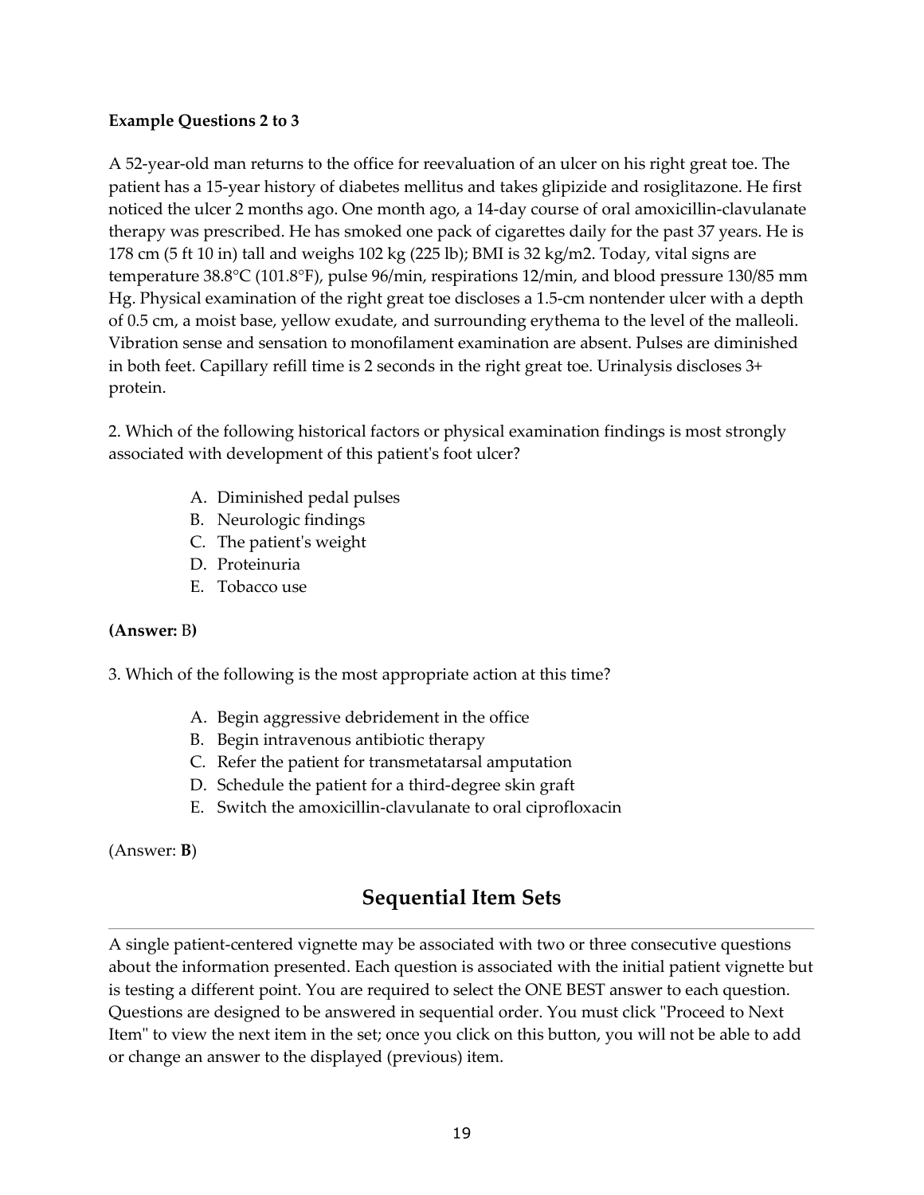**Example Questions 2 to 3**

A 52-year-old man returns to the office for reevaluation of an ulcer on his right great toe. The patient has a 15-year history of diabetes mellitus and takes glipizide and rosiglitazone. He first noticed the ulcer 2 months ago. One month ago, a 14-day course of oral amoxicillin-clavulanate therapy was prescribed. He has smoked one pack of cigarettes daily for the past 37 years. He is 178 cm (5 ft 10 in) tall and weighs 102 kg (225 lb); BMI is 32 kg/m2. Today, vital signs are temperature 38.8°C (101.8°F), pulse 96/min, respirations 12/min, and blood pressure 130/85 mm Hg. Physical examination of the right great toe discloses a 1.5-cm nontender ulcer with a depth of 0.5 cm, a moist base, yellow exudate, and surrounding erythema to the level of the malleoli. Vibration sense and sensation to monofilament examination are absent. Pulses are diminished in both feet. Capillary refill time is 2 seconds in the right great toe. Urinalysis discloses 3+ protein.

2. Which of the following historical factors or physical examination findings is most strongly associated with development of this patient's foot ulcer?

A. Diminished pedal pulses
B. Neurologic findings
C. The patient's weight
D. Proteinuria
E. Tobacco use

**(Answer:** B**)**

3. Which of the following is the most appropriate action at this time?

A. Begin aggressive debridement in the office
B. Begin intravenous antibiotic therapy
C. Refer the patient for transmetatarsal amputation
D. Schedule the patient for a third-degree skin graft
E. Switch the amoxicillin-clavulanate to oral ciprofloxacin

(Answer: **B**)

## Sequential Item Sets

A single patient-centered vignette may be associated with two or three consecutive questions about the information presented. Each question is associated with the initial patient vignette but is testing a different point. You are required to select the ONE BEST answer to each question. Questions are designed to be answered in sequential order. You must click "Proceed to Next Item" to view the next item in the set; once you click on this button, you will not be able to add or change an answer to the displayed (previous) item.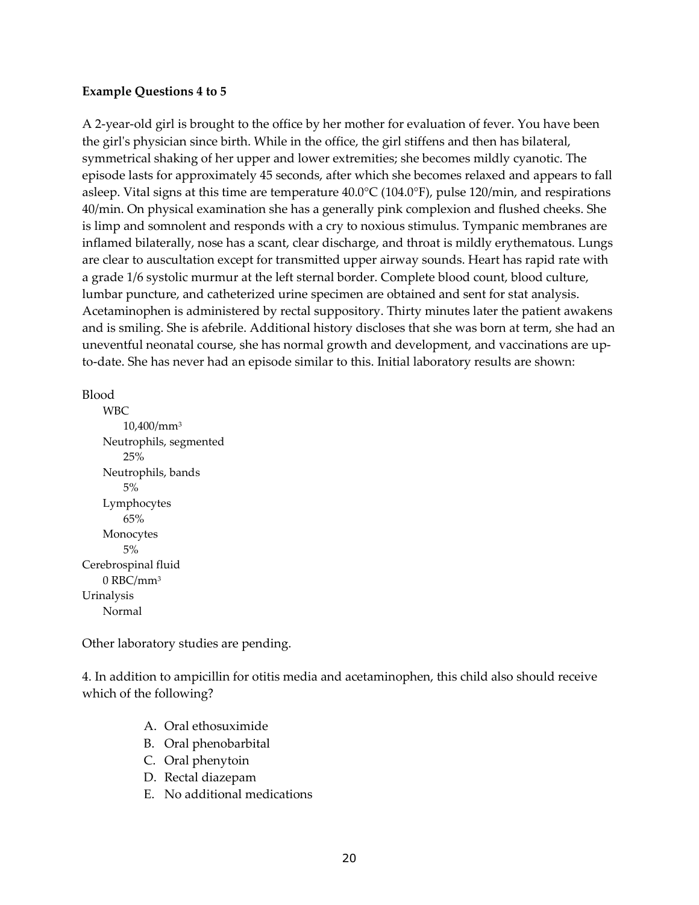**Example Questions 4 to 5**

A 2-year-old girl is brought to the office by her mother for evaluation of fever. You have been the girl's physician since birth. While in the office, the girl stiffens and then has bilateral, symmetrical shaking of her upper and lower extremities; she becomes mildly cyanotic. The episode lasts for approximately 45 seconds, after which she becomes relaxed and appears to fall asleep. Vital signs at this time are temperature 40.0°C (104.0°F), pulse 120/min, and respirations 40/min. On physical examination she has a generally pink complexion and flushed cheeks. She is limp and somnolent and responds with a cry to noxious stimulus. Tympanic membranes are inflamed bilaterally, nose has a scant, clear discharge, and throat is mildly erythematous. Lungs are clear to auscultation except for transmitted upper airway sounds. Heart has rapid rate with a grade 1/6 systolic murmur at the left sternal border. Complete blood count, blood culture, lumbar puncture, and catheterized urine specimen are obtained and sent for stat analysis. Acetaminophen is administered by rectal suppository. Thirty minutes later the patient awakens and is smiling. She is afebrile. Additional history discloses that she was born at term, she had an uneventful neonatal course, she has normal growth and development, and vaccinations are up-to-date. She has never had an episode similar to this. Initial laboratory results are shown:

Blood
- WBC
  - 10,400/$mm^3$
- Neutrophils, segmented
  - 25%
- Neutrophils, bands
  - 5%
- Lymphocytes
  - 65%
- Monocytes
  - 5%

Cerebrospinal fluid
- 0 RBC/$mm^3$

Urinalysis
- Normal

Other laboratory studies are pending.

4. In addition to ampicillin for otitis media and acetaminophen, this child also should receive which of the following?

    A. Oral ethosuximide
    B. Oral phenobarbital
    C. Oral phenytoin
    D. Rectal diazepam
    E. No additional medications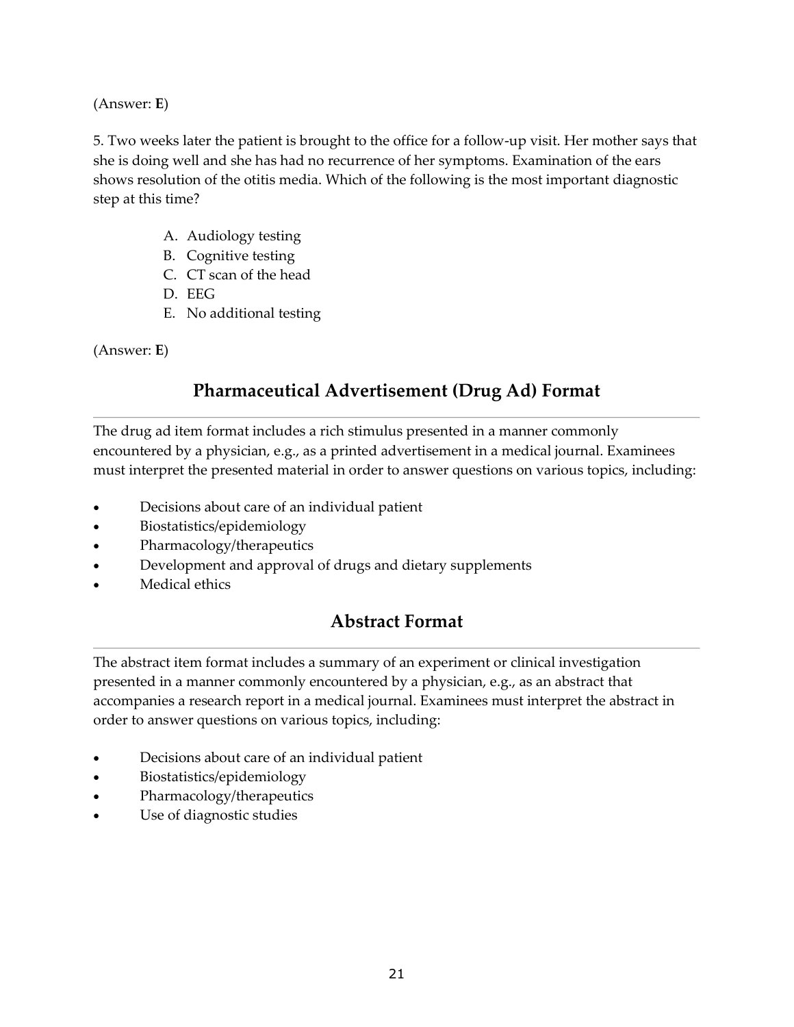(Answer: **E**)

5. Two weeks later the patient is brought to the office for a follow-up visit. Her mother says that she is doing well and she has had no recurrence of her symptoms. Examination of the ears shows resolution of the otitis media. Which of the following is the most important diagnostic step at this time?

A. Audiology testing
B. Cognitive testing
C. CT scan of the head
D. EEG
E. No additional testing

(Answer: **E**)

## Pharmaceutical Advertisement (Drug Ad) Format

The drug ad item format includes a rich stimulus presented in a manner commonly encountered by a physician, e.g., as a printed advertisement in a medical journal. Examinees must interpret the presented material in order to answer questions on various topics, including:

- Decisions about care of an individual patient
- Biostatistics/epidemiology
- Pharmacology/therapeutics
- Development and approval of drugs and dietary supplements
- Medical ethics

## Abstract Format

The abstract item format includes a summary of an experiment or clinical investigation presented in a manner commonly encountered by a physician, e.g., as an abstract that accompanies a research report in a medical journal. Examinees must interpret the abstract in order to answer questions on various topics, including:

- Decisions about care of an individual patient
- Biostatistics/epidemiology
- Pharmacology/therapeutics
- Use of diagnostic studies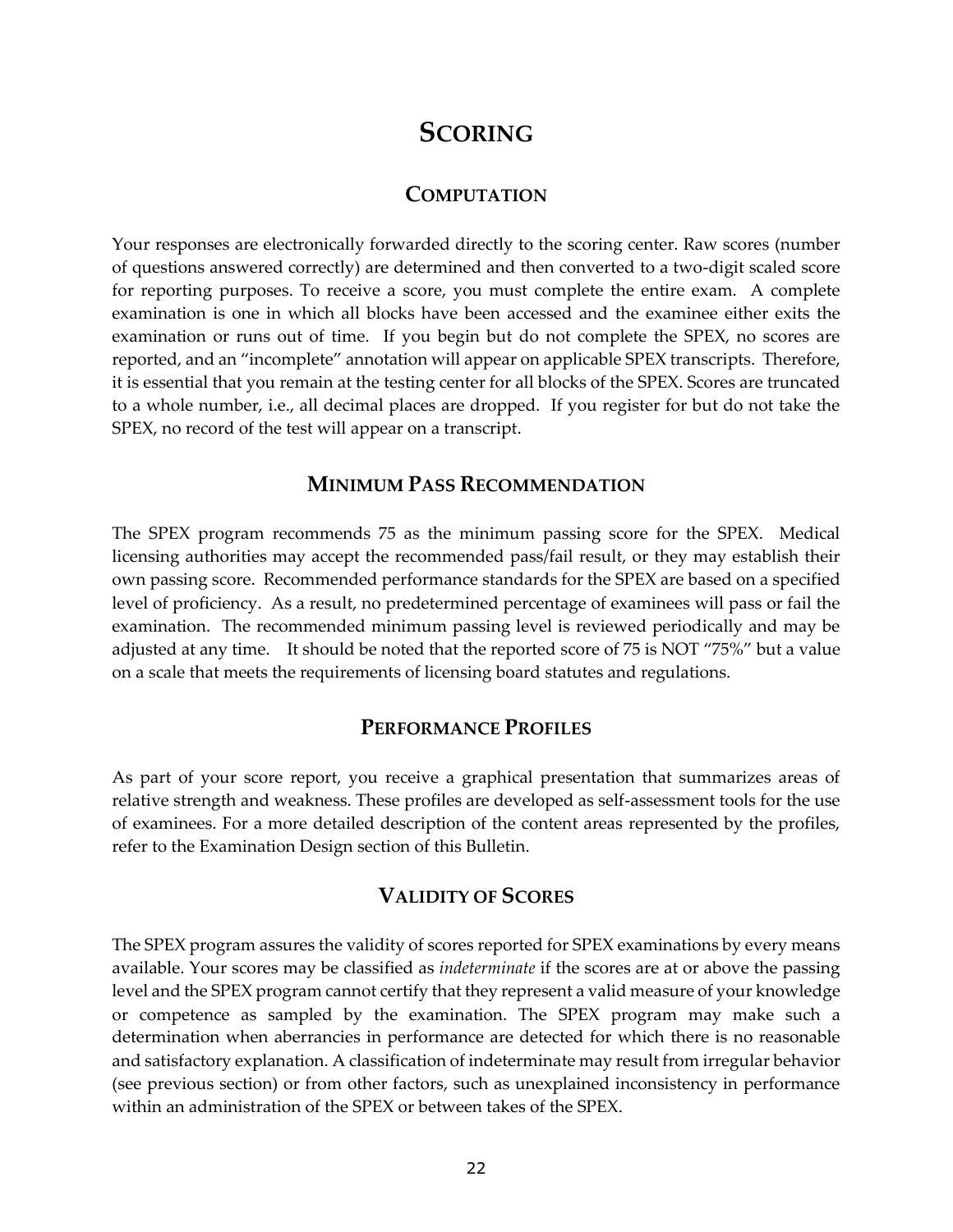# SCORING

## COMPUTATION

Your responses are electronically forwarded directly to the scoring center. Raw scores (number of questions answered correctly) are determined and then converted to a two-digit scaled score for reporting purposes. To receive a score, you must complete the entire exam. A complete examination is one in which all blocks have been accessed and the examinee either exits the examination or runs out of time. If you begin but do not complete the SPEX, no scores are reported, and an "incomplete" annotation will appear on applicable SPEX transcripts. Therefore, it is essential that you remain at the testing center for all blocks of the SPEX. Scores are truncated to a whole number, i.e., all decimal places are dropped. If you register for but do not take the SPEX, no record of the test will appear on a transcript.

## MINIMUM PASS RECOMMENDATION

The SPEX program recommends 75 as the minimum passing score for the SPEX. Medical licensing authorities may accept the recommended pass/fail result, or they may establish their own passing score. Recommended performance standards for the SPEX are based on a specified level of proficiency. As a result, no predetermined percentage of examinees will pass or fail the examination. The recommended minimum passing level is reviewed periodically and may be adjusted at any time. It should be noted that the reported score of 75 is NOT "75%" but a value on a scale that meets the requirements of licensing board statutes and regulations.

## PERFORMANCE PROFILES

As part of your score report, you receive a graphical presentation that summarizes areas of relative strength and weakness. These profiles are developed as self-assessment tools for the use of examinees. For a more detailed description of the content areas represented by the profiles, refer to the Examination Design section of this Bulletin.

## VALIDITY OF SCORES

The SPEX program assures the validity of scores reported for SPEX examinations by every means available. Your scores may be classified as *indeterminate* if the scores are at or above the passing level and the SPEX program cannot certify that they represent a valid measure of your knowledge or competence as sampled by the examination. The SPEX program may make such a determination when aberrancies in performance are detected for which there is no reasonable and satisfactory explanation. A classification of indeterminate may result from irregular behavior (see previous section) or from other factors, such as unexplained inconsistency in performance within an administration of the SPEX or between takes of the SPEX.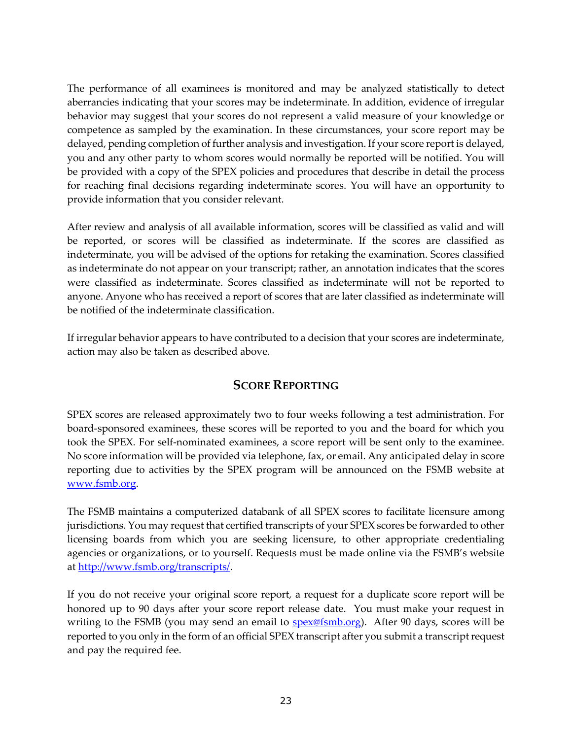The performance of all examinees is monitored and may be analyzed statistically to detect aberrancies indicating that your scores may be indeterminate. In addition, evidence of irregular behavior may suggest that your scores do not represent a valid measure of your knowledge or competence as sampled by the examination. In these circumstances, your score report may be delayed, pending completion of further analysis and investigation. If your score report is delayed, you and any other party to whom scores would normally be reported will be notified. You will be provided with a copy of the SPEX policies and procedures that describe in detail the process for reaching final decisions regarding indeterminate scores. You will have an opportunity to provide information that you consider relevant.

After review and analysis of all available information, scores will be classified as valid and will be reported, or scores will be classified as indeterminate. If the scores are classified as indeterminate, you will be advised of the options for retaking the examination. Scores classified as indeterminate do not appear on your transcript; rather, an annotation indicates that the scores were classified as indeterminate. Scores classified as indeterminate will not be reported to anyone. Anyone who has received a report of scores that are later classified as indeterminate will be notified of the indeterminate classification.

If irregular behavior appears to have contributed to a decision that your scores are indeterminate, action may also be taken as described above.

## SCORE REPORTING

SPEX scores are released approximately two to four weeks following a test administration. For board-sponsored examinees, these scores will be reported to you and the board for which you took the SPEX. For self-nominated examinees, a score report will be sent only to the examinee. No score information will be provided via telephone, fax, or email. Any anticipated delay in score reporting due to activities by the SPEX program will be announced on the FSMB website at www.fsmb.org.

The FSMB maintains a computerized databank of all SPEX scores to facilitate licensure among jurisdictions. You may request that certified transcripts of your SPEX scores be forwarded to other licensing boards from which you are seeking licensure, to other appropriate credentialing agencies or organizations, or to yourself. Requests must be made online via the FSMB's website at http://www.fsmb.org/transcripts/.

If you do not receive your original score report, a request for a duplicate score report will be honored up to 90 days after your score report release date. You must make your request in writing to the FSMB (you may send an email to spex@fsmb.org). After 90 days, scores will be reported to you only in the form of an official SPEX transcript after you submit a transcript request and pay the required fee.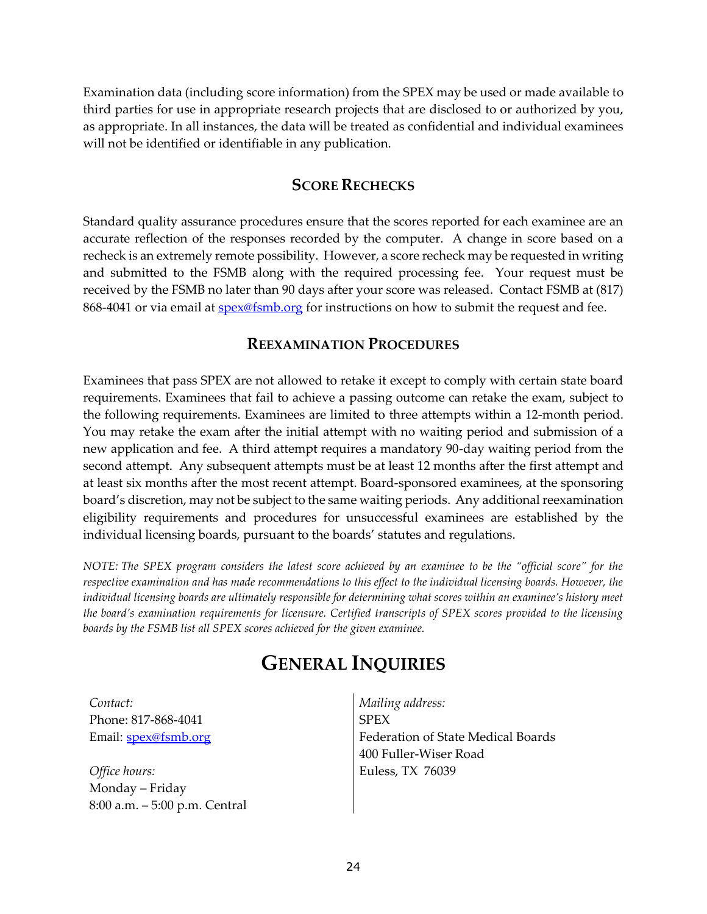Examination data (including score information) from the SPEX may be used or made available to third parties for use in appropriate research projects that are disclosed to or authorized by you, as appropriate. In all instances, the data will be treated as confidential and individual examinees will not be identified or identifiable in any publication.

### Score Rechecks

Standard quality assurance procedures ensure that the scores reported for each examinee are an accurate reflection of the responses recorded by the computer. A change in score based on a recheck is an extremely remote possibility. However, a score recheck may be requested in writing and submitted to the FSMB along with the required processing fee. Your request must be received by the FSMB no later than 90 days after your score was released. Contact FSMB at (817) 868-4041 or via email at [spex@fsmb.org](mailto:spex@fsmb.org) for instructions on how to submit the request and fee.

### Reexamination Procedures

Examinees that pass SPEX are not allowed to retake it except to comply with certain state board requirements. Examinees that fail to achieve a passing outcome can retake the exam, subject to the following requirements. Examinees are limited to three attempts within a 12-month period. You may retake the exam after the initial attempt with no waiting period and submission of a new application and fee. A third attempt requires a mandatory 90-day waiting period from the second attempt. Any subsequent attempts must be at least 12 months after the first attempt and at least six months after the most recent attempt. Board-sponsored examinees, at the sponsoring board's discretion, may not be subject to the same waiting periods. Any additional reexamination eligibility requirements and procedures for unsuccessful examinees are established by the individual licensing boards, pursuant to the boards' statutes and regulations.

*NOTE: The SPEX program considers the latest score achieved by an examinee to be the "official score" for the respective examination and has made recommendations to this effect to the individual licensing boards. However, the individual licensing boards are ultimately responsible for determining what scores within an examinee's history meet the board's examination requirements for licensure. Certified transcripts of SPEX scores provided to the licensing boards by the FSMB list all SPEX scores achieved for the given examinee.*

## General Inquiries

*Contact:*
Phone: 817-868-4041
Email: [spex@fsmb.org](mailto:spex@fsmb.org)

*Office hours:*
Monday – Friday
8:00 a.m. – 5:00 p.m. Central

*Mailing address:*
SPEX
Federation of State Medical Boards
400 Fuller-Wiser Road
Euless, TX 76039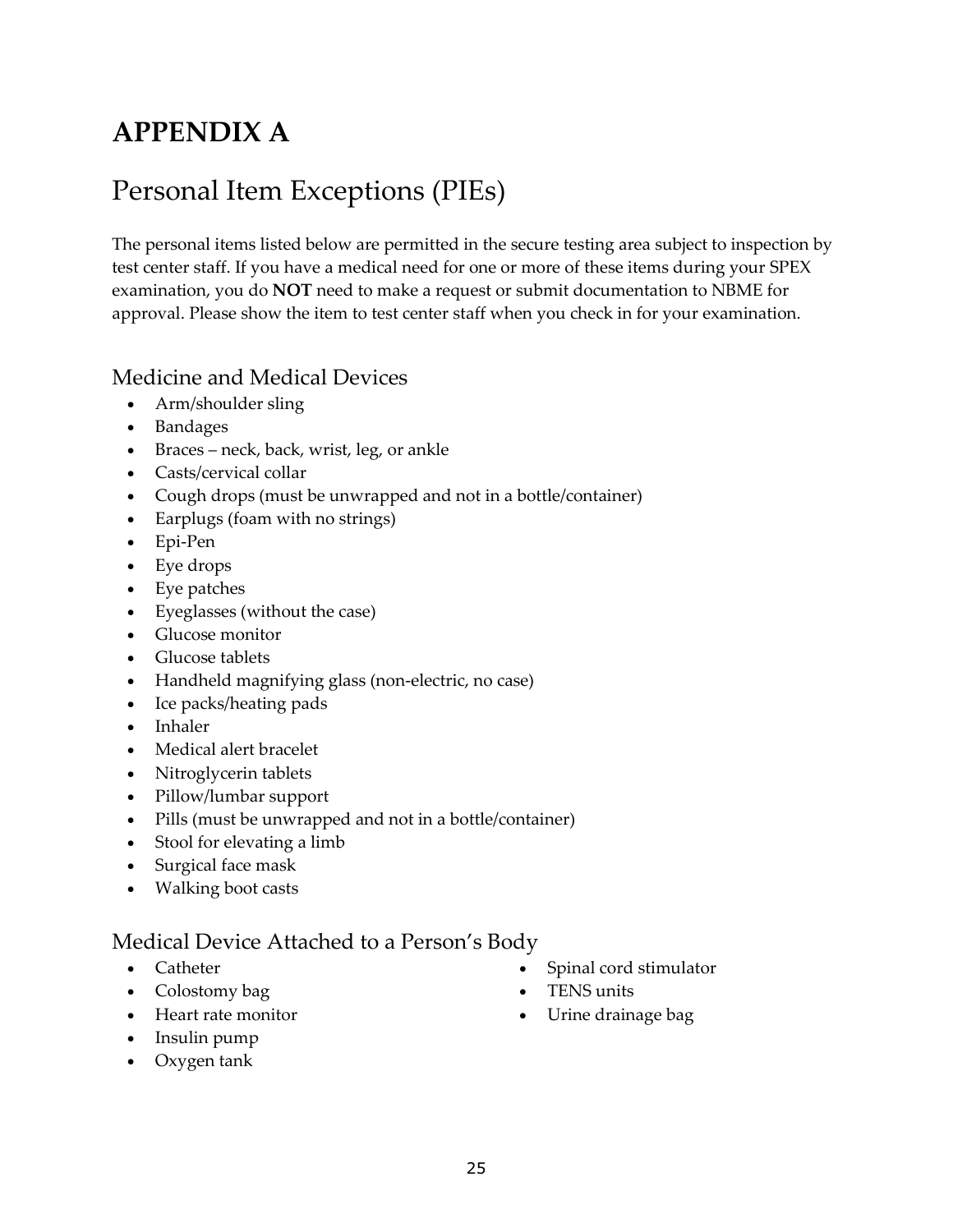# APPENDIX A

## Personal Item Exceptions (PIEs)

The personal items listed below are permitted in the secure testing area subject to inspection by test center staff. If you have a medical need for one or more of these items during your SPEX examination, you do **NOT** need to make a request or submit documentation to NBME for approval. Please show the item to test center staff when you check in for your examination.

### Medicine and Medical Devices

- Arm/shoulder sling
- Bandages
- Braces – neck, back, wrist, leg, or ankle
- Casts/cervical collar
- Cough drops (must be unwrapped and not in a bottle/container)
- Earplugs (foam with no strings)
- Epi-Pen
- Eye drops
- Eye patches
- Eyeglasses (without the case)
- Glucose monitor
- Glucose tablets
- Handheld magnifying glass (non-electric, no case)
- Ice packs/heating pads
- Inhaler
- Medical alert bracelet
- Nitroglycerin tablets
- Pillow/lumbar support
- Pills (must be unwrapped and not in a bottle/container)
- Stool for elevating a limb
- Surgical face mask
- Walking boot casts

### Medical Device Attached to a Person's Body

- Catheter
- Colostomy bag
- Heart rate monitor
- Insulin pump
- Oxygen tank
- Spinal cord stimulator
- TENS units
- Urine drainage bag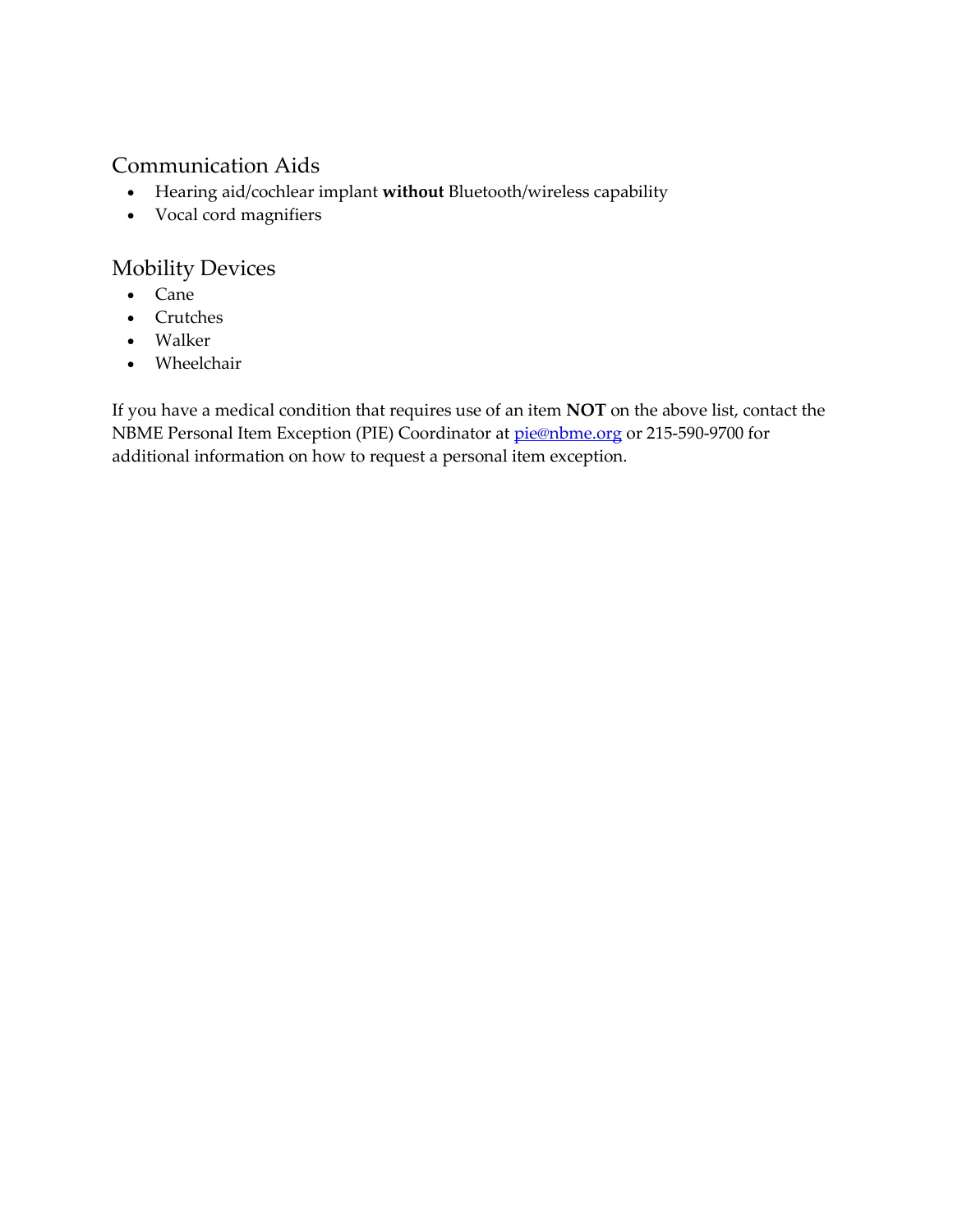## Communication Aids

- Hearing aid/cochlear implant **without** Bluetooth/wireless capability
- Vocal cord magnifiers

## Mobility Devices

- Cane
- Crutches
- Walker
- Wheelchair

If you have a medical condition that requires use of an item **NOT** on the above list, contact the NBME Personal Item Exception (PIE) Coordinator at pie@nbme.org or 215-590-9700 for additional information on how to request a personal item exception.